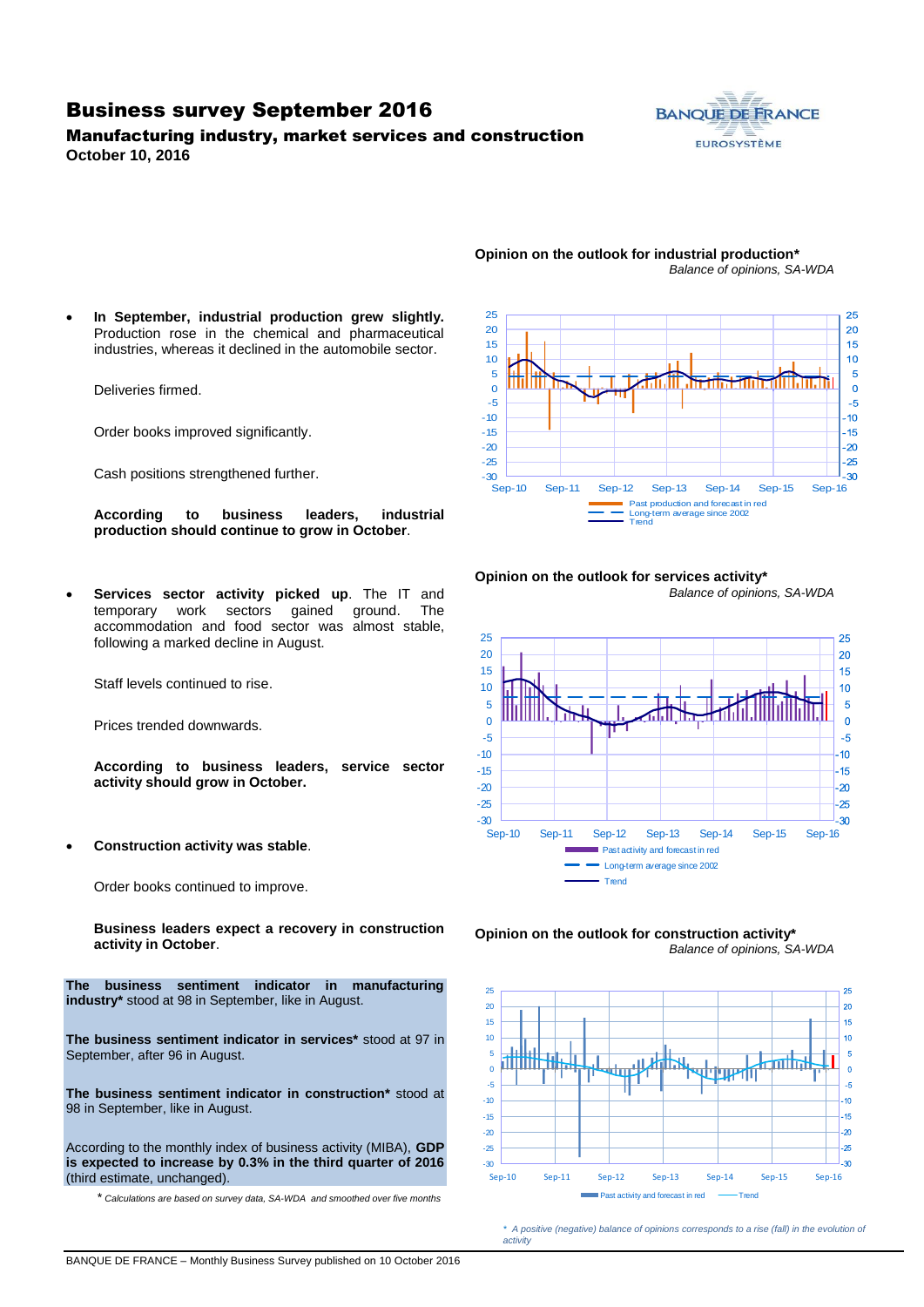# Business survey September 2016

### Manufacturing industry, market services and construction

**October 10, 2016**

BANQUE DE FRANCE
EUROSYSTÈME

- **In September, industrial production grew slightly.** Production rose in the chemical and pharmaceutical industries, whereas it declined in the automobile sector.

  Deliveries firmed.

  Order books improved significantly.

  Cash positions strengthened further.

  **According to business leaders, industrial production should continue to grow in October**.

- **Services sector activity picked up**. The IT and temporary work sectors gained ground. The accommodation and food sector was almost stable, following a marked decline in August.

  Staff levels continued to rise.

  Prices trended downwards.

  **According to business leaders, service sector activity should grow in October.**

- **Construction activity was stable**.

  Order books continued to improve.

  **Business leaders expect a recovery in construction activity in October**.

**The business sentiment indicator in manufacturing industry*** stood at 98 in September, like in August.

**The business sentiment indicator in services*** stood at 97 in September, after 96 in August.

**The business sentiment indicator in construction*** stood at 98 in September, like in August.

According to the monthly index of business activity (MIBA), **GDP is expected to increase by 0.3% in the third quarter of 2016** (third estimate, unchanged).

\* *Calculations are based on survey data, SA-WDA and smoothed over five months*

**Opinion on the outlook for industrial production***

*Balance of opinions, SA-WDA*

Legend: Past production and forecast in red; Long-term average since 2002; Trend

**Opinion on the outlook for services activity***

*Balance of opinions, SA-WDA*

Legend: Past activity and forecast in red; Long-term average since 2002; Trend

**Opinion on the outlook for construction activity***

*Balance of opinions, SA-WDA*

Legend: Past activity and forecast in red; Trend

\* *A positive (negative) balance of opinions corresponds to a rise (fall) in the evolution of activity*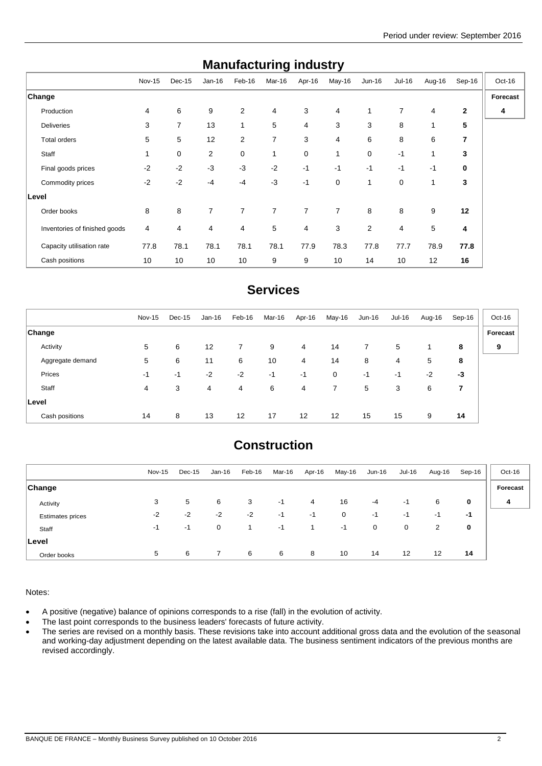Period under review: September 2016

## Manufacturing industry

| | Nov-15 | Dec-15 | Jan-16 | Feb-16 | Mar-16 | Apr-16 | May-16 | Jun-16 | Jul-16 | Aug-16 | Sep-16 | Oct-16 |
|---|---|---|---|---|---|---|---|---|---|---|---|---|
| **Change** | | | | | | | | | | | | **Forecast** |
| Production | 4 | 6 | 9 | 2 | 4 | 3 | 4 | 1 | 7 | 4 | **2** | **4** |
| Deliveries | 3 | 7 | 13 | 1 | 5 | 4 | 3 | 3 | 8 | 1 | **5** | |
| Total orders | 5 | 5 | 12 | 2 | 7 | 3 | 4 | 6 | 8 | 6 | **7** | |
| Staff | 1 | 0 | 2 | 0 | 1 | 0 | 1 | 0 | -1 | 1 | **3** | |
| Final goods prices | -2 | -2 | -3 | -3 | -2 | -1 | -1 | -1 | -1 | -1 | **0** | |
| Commodity prices | -2 | -2 | -4 | -4 | -3 | -1 | 0 | 1 | 0 | 1 | **3** | |
| **Level** | | | | | | | | | | | | |
| Order books | 8 | 8 | 7 | 7 | 7 | 7 | 7 | 8 | 8 | 9 | **12** | |
| Inventories of finished goods | 4 | 4 | 4 | 4 | 5 | 4 | 3 | 2 | 4 | 5 | **4** | |
| Capacity utilisation rate | 77.8 | 78.1 | 78.1 | 78.1 | 78.1 | 77.9 | 78.3 | 77.8 | 77.7 | 78.9 | **77.8** | |
| Cash positions | 10 | 10 | 10 | 10 | 9 | 9 | 10 | 14 | 10 | 12 | **16** | |

## Services

| | Nov-15 | Dec-15 | Jan-16 | Feb-16 | Mar-16 | Apr-16 | May-16 | Jun-16 | Jul-16 | Aug-16 | Sep-16 | Oct-16 |
|---|---|---|---|---|---|---|---|---|---|---|---|---|
| **Change** | | | | | | | | | | | | **Forecast** |
| Activity | 5 | 6 | 12 | 7 | 9 | 4 | 14 | 7 | 5 | 1 | **8** | **9** |
| Aggregate demand | 5 | 6 | 11 | 6 | 10 | 4 | 14 | 8 | 4 | 5 | **8** | |
| Prices | -1 | -1 | -2 | -2 | -1 | -1 | 0 | -1 | -1 | -2 | **-3** | |
| Staff | 4 | 3 | 4 | 4 | 6 | 4 | 7 | 5 | 3 | 6 | **7** | |
| **Level** | | | | | | | | | | | | |
| Cash positions | 14 | 8 | 13 | 12 | 17 | 12 | 12 | 15 | 15 | 9 | **14** | |

## Construction

| | Nov-15 | Dec-15 | Jan-16 | Feb-16 | Mar-16 | Apr-16 | May-16 | Jun-16 | Jul-16 | Aug-16 | Sep-16 | Oct-16 |
|---|---|---|---|---|---|---|---|---|---|---|---|---|
| **Change** | | | | | | | | | | | | **Forecast** |
| Activity | 3 | 5 | 6 | 3 | -1 | 4 | 16 | -4 | -1 | 6 | **0** | **4** |
| Estimates prices | -2 | -2 | -2 | -2 | -1 | -1 | 0 | -1 | -1 | -1 | **-1** | |
| Staff | -1 | -1 | 0 | 1 | -1 | 1 | -1 | 0 | 0 | 2 | **0** | |
| **Level** | | | | | | | | | | | | |
| Order books | 5 | 6 | 7 | 6 | 6 | 8 | 10 | 14 | 12 | 12 | **14** | |

Notes:

- A positive (negative) balance of opinions corresponds to a rise (fall) in the evolution of activity.
- The last point corresponds to the business leaders' forecasts of future activity.
- The series are revised on a monthly basis. These revisions take into account additional gross data and the evolution of the seasonal and working-day adjustment depending on the latest available data. The business sentiment indicators of the previous months are revised accordingly.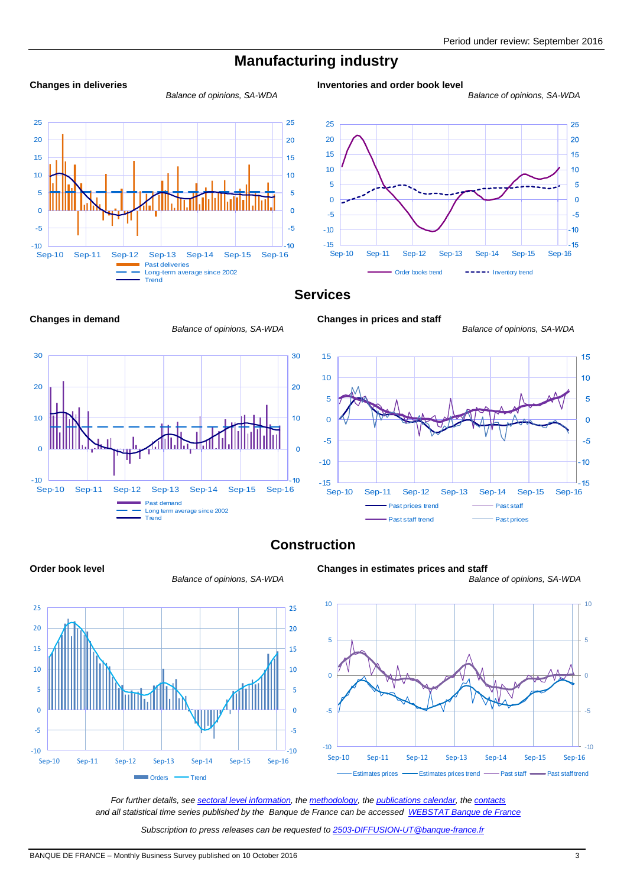Period under review: September 2016

# Manufacturing industry

### Changes in deliveries

*Balance of opinions, SA-WDA*

25
20
15
10
5
0
-5
-10

Sep-10 Sep-11 Sep-12 Sep-13 Sep-14 Sep-15 Sep-16

Past deliveries
Long-term average since 2002
Trend

### Inventories and order book level

*Balance of opinions, SA-WDA*

25
20
15
10
5
0
-5
-10
-15

Sep-10 Sep-11 Sep-12 Sep-13 Sep-14 Sep-15 Sep-16

Order books trend
Inventory trend

# Services

### Changes in demand

*Balance of opinions, SA-WDA*

30
20
10
0
-10

Sep-10 Sep-11 Sep-12 Sep-13 Sep-14 Sep-15 Sep-16

Past demand
Long term average since 2002
Trend

### Changes in prices and staff

*Balance of opinions, SA-WDA*

15
10
5
0
-5
-10
-15

Sep-10 Sep-11 Sep-12 Sep-13 Sep-14 Sep-15 Sep-16

Past prices trend
Past staff
Past staff trend
Past prices

# Construction

### Order book level

*Balance of opinions, SA-WDA*

25
20
15
10
5
0
-5
-10

Sep-10 Sep-11 Sep-12 Sep-13 Sep-14 Sep-15 Sep-16

Orders
Trend

### Changes in estimates prices and staff

*Balance of opinions, SA-WDA*

10
5
0
-5
-10

Sep-10 Sep-11 Sep-12 Sep-13 Sep-14 Sep-15 Sep-16

Estimates prices
Estimates prices trend
Past staff
Past staff trend

*For further details, see sectoral level information, the methodology, the publications calendar, the contacts and all statistical time series published by the Banque de France can be accessed WEBSTAT Banque de France*

*Subscription to press releases can be requested to 2503-DIFFUSION-UT@banque-france.fr*

BANQUE DE FRANCE – Monthly Business Survey published on 10 October 2016